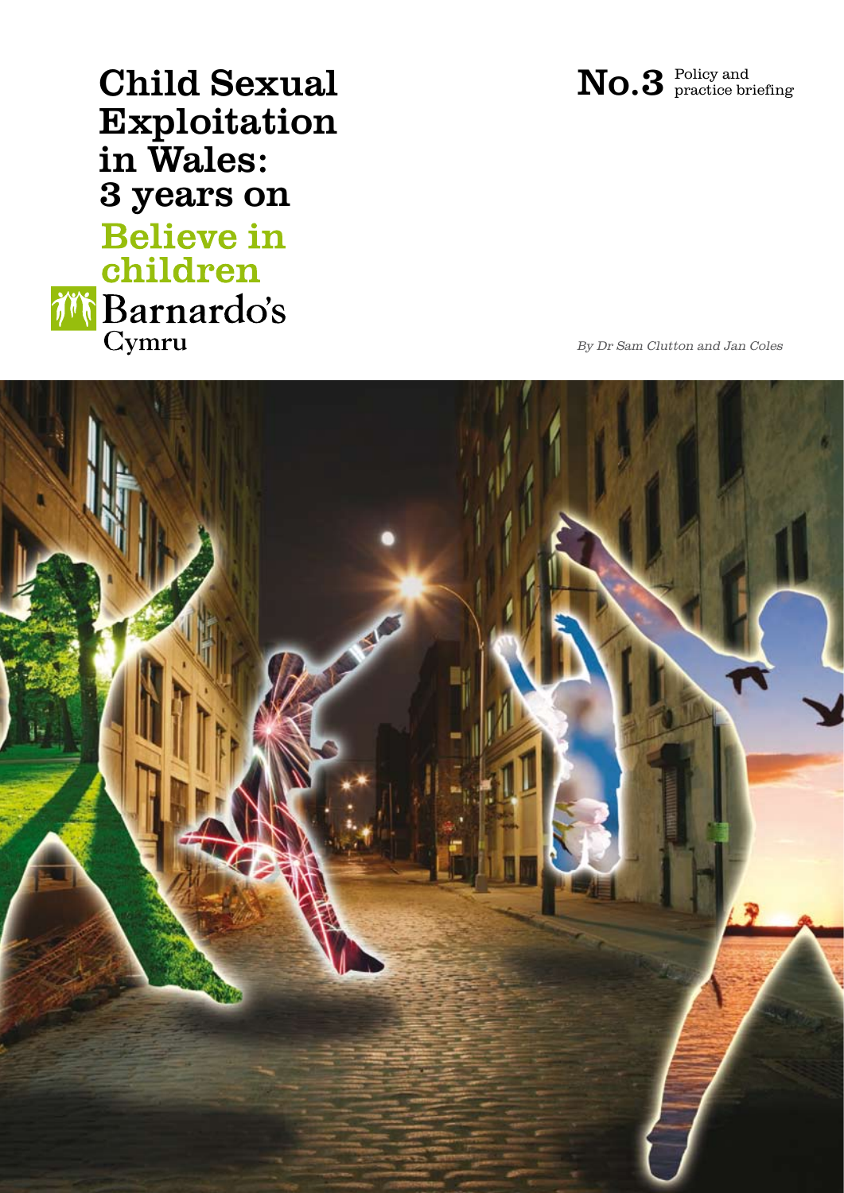# Child Sexual Exploitation in Wales: 3 years on

**No.3** Policy and practice briefing

## Believe in children

Barnardo's Cymru

*By Dr Sam Clutton and Jan Coles*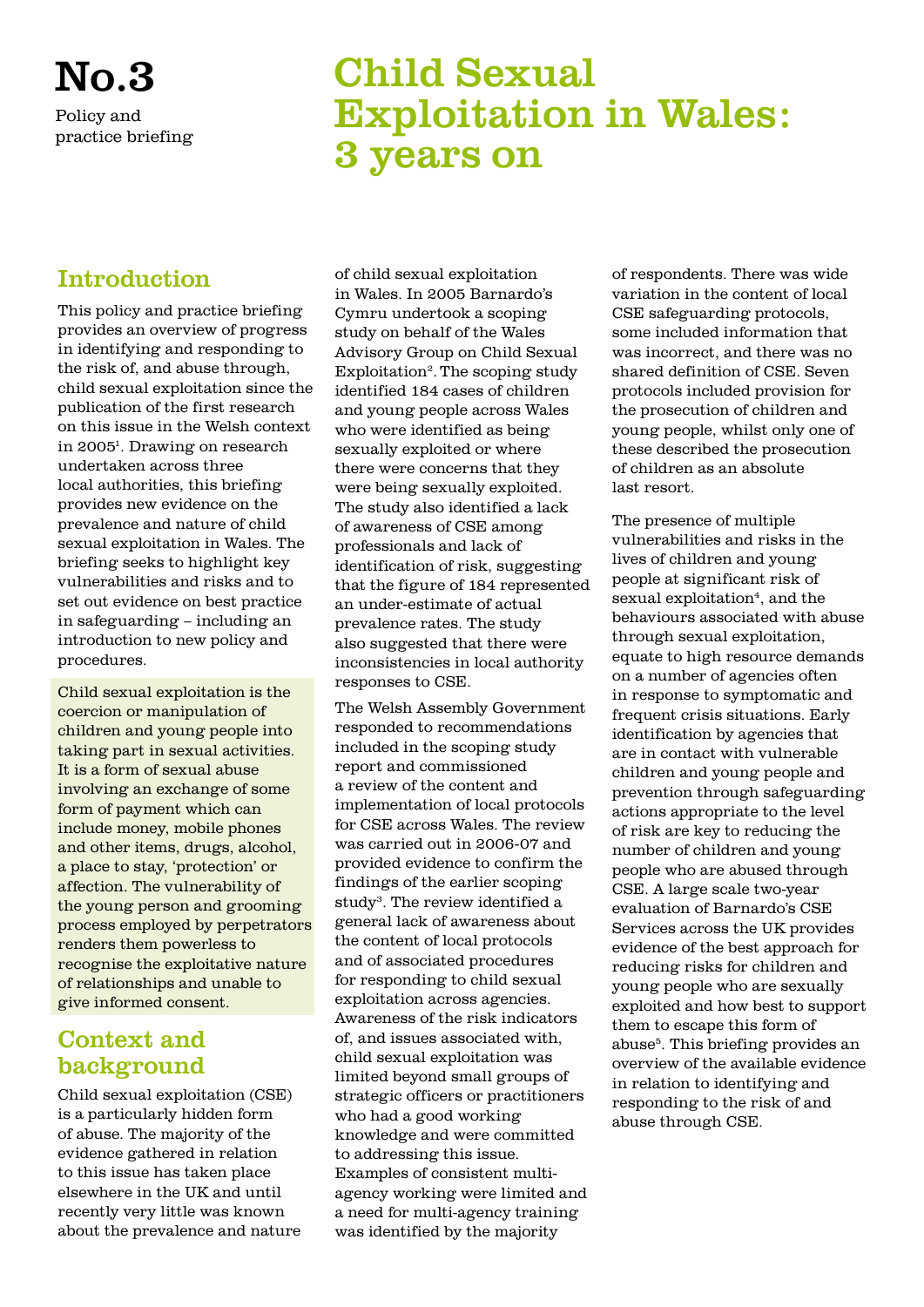No.3

Policy and practice briefing

# Child Sexual Exploitation in Wales: 3 years on

## Introduction

This policy and practice briefing provides an overview of progress in identifying and responding to the risk of, and abuse through, child sexual exploitation since the publication of the first research on this issue in the Welsh context in 2005[1]. Drawing on research undertaken across three local authorities, this briefing provides new evidence on the prevalence and nature of child sexual exploitation in Wales. The briefing seeks to highlight key vulnerabilities and risks and to set out evidence on best practice in safeguarding – including an introduction to new policy and procedures.

Child sexual exploitation is the coercion or manipulation of children and young people into taking part in sexual activities. It is a form of sexual abuse involving an exchange of some form of payment which can include money, mobile phones and other items, drugs, alcohol, a place to stay, 'protection' or affection. The vulnerability of the young person and grooming process employed by perpetrators renders them powerless to recognise the exploitative nature of relationships and unable to give informed consent.

## Context and background

Child sexual exploitation (CSE) is a particularly hidden form of abuse. The majority of the evidence gathered in relation to this issue has taken place elsewhere in the UK and until recently very little was known about the prevalence and nature of child sexual exploitation in Wales. In 2005 Barnardo's Cymru undertook a scoping study on behalf of the Wales Advisory Group on Child Sexual Exploitation[2]. The scoping study identified 184 cases of children and young people across Wales who were identified as being sexually exploited or where there were concerns that they were being sexually exploited. The study also identified a lack of awareness of CSE among professionals and lack of identification of risk, suggesting that the figure of 184 represented an under-estimate of actual prevalence rates. The study also suggested that there were inconsistencies in local authority responses to CSE.

The Welsh Assembly Government responded to recommendations included in the scoping study report and commissioned a review of the content and implementation of local protocols for CSE across Wales. The review was carried out in 2006-07 and provided evidence to confirm the findings of the earlier scoping study[3]. The review identified a general lack of awareness about the content of local protocols and of associated procedures for responding to child sexual exploitation across agencies. Awareness of the risk indicators of, and issues associated with, child sexual exploitation was limited beyond small groups of strategic officers or practitioners who had a good working knowledge and were committed to addressing this issue. Examples of consistent multi-agency working were limited and a need for multi-agency training was identified by the majority of respondents. There was wide variation in the content of local CSE safeguarding protocols, some included information that was incorrect, and there was no shared definition of CSE. Seven protocols included provision for the prosecution of children and young people, whilst only one of these described the prosecution of children as an absolute last resort.

The presence of multiple vulnerabilities and risks in the lives of children and young people at significant risk of sexual exploitation[4], and the behaviours associated with abuse through sexual exploitation, equate to high resource demands on a number of agencies often in response to symptomatic and frequent crisis situations. Early identification by agencies that are in contact with vulnerable children and young people and prevention through safeguarding actions appropriate to the level of risk are key to reducing the number of children and young people who are abused through CSE. A large scale two-year evaluation of Barnardo's CSE Services across the UK provides evidence of the best approach for reducing risks for children and young people who are sexually exploited and how best to support them to escape this form of abuse[5]. This briefing provides an overview of the available evidence in relation to identifying and responding to the risk of and abuse through CSE.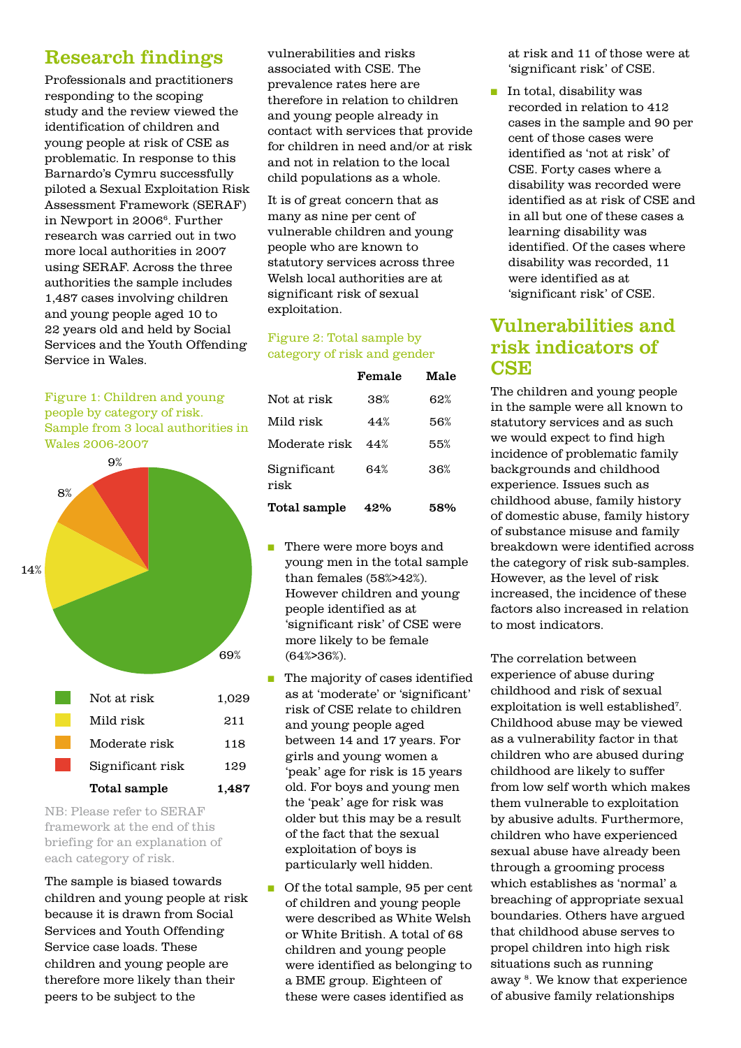## Research findings

Professionals and practitioners responding to the scoping study and the review viewed the identification of children and young people at risk of CSE as problematic. In response to this Barnardo's Cymru successfully piloted a Sexual Exploitation Risk Assessment Framework (SERAF) in Newport in 2006[6]. Further research was carried out in two more local authorities in 2007 using SERAF. Across the three authorities the sample includes 1,487 cases involving children and young people aged 10 to 22 years old and held by Social Services and the Youth Offending Service in Wales.

Figure 1: Children and young people by category of risk. Sample from 3 local authorities in Wales 2006-2007

| Category | Number | Percentage |
|---|---|---|
| Not at risk | 1,029 | 69% |
| Mild risk | 211 | 14% |
| Moderate risk | 118 | 8% |
| Significant risk | 129 | 9% |
| **Total sample** | **1,487** | |

NB: Please refer to SERAF framework at the end of this briefing for an explanation of each category of risk.

The sample is biased towards children and young people at risk because it is drawn from Social Services and Youth Offending Service case loads. These children and young people are therefore more likely than their peers to be subject to the vulnerabilities and risks associated with CSE. The prevalence rates here are therefore in relation to children and young people already in contact with services that provide for children in need and/or at risk and not in relation to the local child populations as a whole.

It is of great concern that as many as nine per cent of vulnerable children and young people who are known to statutory services across three Welsh local authorities are at significant risk of sexual exploitation.

Figure 2: Total sample by category of risk and gender

| | Female | Male |
|---|---|---|
| Not at risk | 38% | 62% |
| Mild risk | 44% | 56% |
| Moderate risk | 44% | 55% |
| Significant risk | 64% | 36% |
| **Total sample** | **42%** | **58%** |

- There were more boys and young men in the total sample than females (58%>42%). However children and young people identified as at 'significant risk' of CSE were more likely to be female (64%>36%).
- The majority of cases identified as at 'moderate' or 'significant' risk of CSE relate to children and young people aged between 14 and 17 years. For girls and young women a 'peak' age for risk is 15 years old. For boys and young men the 'peak' age for risk was older but this may be a result of the fact that the sexual exploitation of boys is particularly well hidden.
- Of the total sample, 95 per cent of children and young people were described as White Welsh or White British. A total of 68 children and young people were identified as belonging to a BME group. Eighteen of these were cases identified as at risk and 11 of those were at 'significant risk' of CSE.
- In total, disability was recorded in relation to 412 cases in the sample and 90 per cent of those cases were identified as 'not at risk' of CSE. Forty cases where a disability was recorded were identified as at risk of CSE and in all but one of these cases a learning disability was identified. Of the cases where disability was recorded, 11 were identified as at 'significant risk' of CSE.

## Vulnerabilities and risk indicators of CSE

The children and young people in the sample were all known to statutory services and as such we would expect to find high incidence of problematic family backgrounds and childhood experience. Issues such as childhood abuse, family history of domestic abuse, family history of substance misuse and family breakdown were identified across the category of risk sub-samples. However, as the level of risk increased, the incidence of these factors also increased in relation to most indicators.

The correlation between experience of abuse during childhood and risk of sexual exploitation is well established[7]. Childhood abuse may be viewed as a vulnerability factor in that children who are abused during childhood are likely to suffer from low self worth which makes them vulnerable to exploitation by abusive adults. Furthermore, children who have experienced sexual abuse have already been through a grooming process which establishes as 'normal' a breaching of appropriate sexual boundaries. Others have argued that childhood abuse serves to propel children into high risk situations such as running away [8]. We know that experience of abusive family relationships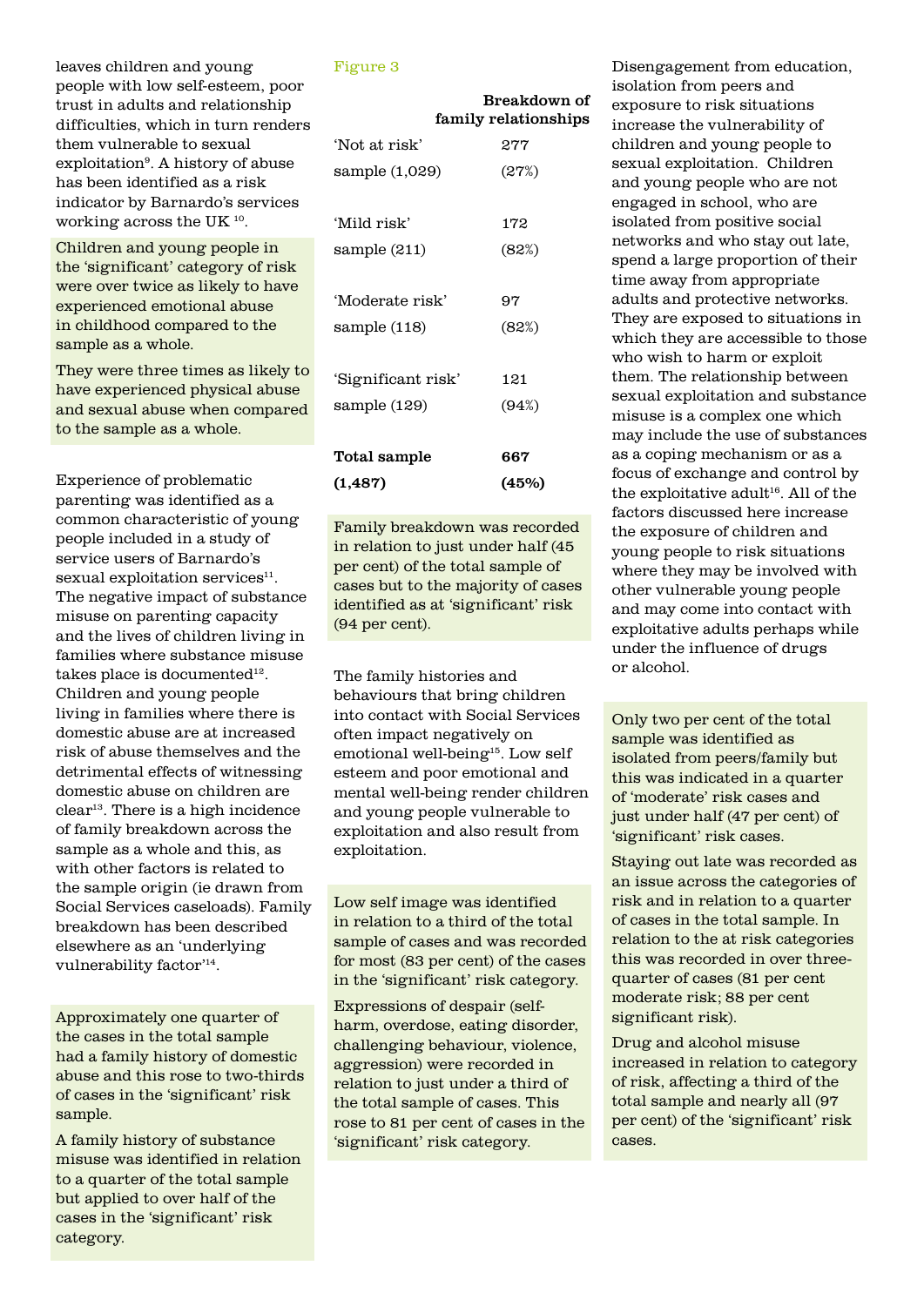leaves children and young people with low self-esteem, poor trust in adults and relationship difficulties, which in turn renders them vulnerable to sexual exploitation[9]. A history of abuse has been identified as a risk indicator by Barnardo's services working across the UK [10].

Children and young people in the 'significant' category of risk were over twice as likely to have experienced emotional abuse in childhood compared to the sample as a whole.

They were three times as likely to have experienced physical abuse and sexual abuse when compared to the sample as a whole.

Experience of problematic parenting was identified as a common characteristic of young people included in a study of service users of Barnardo's sexual exploitation services[11]. The negative impact of substance misuse on parenting capacity and the lives of children living in families where substance misuse takes place is documented[12]. Children and young people living in families where there is domestic abuse are at increased risk of abuse themselves and the detrimental effects of witnessing domestic abuse on children are clear[13]. There is a high incidence of family breakdown across the sample as a whole and this, as with other factors is related to the sample origin (ie drawn from Social Services caseloads). Family breakdown has been described elsewhere as an 'underlying vulnerability factor'[14].

Approximately one quarter of the cases in the total sample had a family history of domestic abuse and this rose to two-thirds of cases in the 'significant' risk sample.

A family history of substance misuse was identified in relation to a quarter of the total sample but applied to over half of the cases in the 'significant' risk category.

Figure 3

| | Breakdown of family relationships |
|---|---|
| 'Not at risk' sample (1,029) | 277 (27%) |
| 'Mild risk' sample (211) | 172 (82%) |
| 'Moderate risk' sample (118) | 97 (82%) |
| 'Significant risk' sample (129) | 121 (94%) |
| **Total sample (1,487)** | **667 (45%)** |

Family breakdown was recorded in relation to just under half (45 per cent) of the total sample of cases but to the majority of cases identified as at 'significant' risk (94 per cent).

The family histories and behaviours that bring children into contact with Social Services often impact negatively on emotional well-being[15]. Low self esteem and poor emotional and mental well-being render children and young people vulnerable to exploitation and also result from exploitation.

Low self image was identified in relation to a third of the total sample of cases and was recorded for most (83 per cent) of the cases in the 'significant' risk category.

Expressions of despair (self-harm, overdose, eating disorder, challenging behaviour, violence, aggression) were recorded in relation to just under a third of the total sample of cases. This rose to 81 per cent of cases in the 'significant' risk category.

Disengagement from education, isolation from peers and exposure to risk situations increase the vulnerability of children and young people to sexual exploitation. Children and young people who are not engaged in school, who are isolated from positive social networks and who stay out late, spend a large proportion of their time away from appropriate adults and protective networks. They are exposed to situations in which they are accessible to those who wish to harm or exploit them. The relationship between sexual exploitation and substance misuse is a complex one which may include the use of substances as a coping mechanism or as a focus of exchange and control by the exploitative adult[16]. All of the factors discussed here increase the exposure of children and young people to risk situations where they may be involved with other vulnerable young people and may come into contact with exploitative adults perhaps while under the influence of drugs or alcohol.

Only two per cent of the total sample was identified as isolated from peers/family but this was indicated in a quarter of 'moderate' risk cases and just under half (47 per cent) of 'significant' risk cases.

Staying out late was recorded as an issue across the categories of risk and in relation to a quarter of cases in the total sample. In relation to the at risk categories this was recorded in over three-quarter of cases (81 per cent moderate risk; 88 per cent significant risk).

Drug and alcohol misuse increased in relation to category of risk, affecting a third of the total sample and nearly all (97 per cent) of the 'significant' risk cases.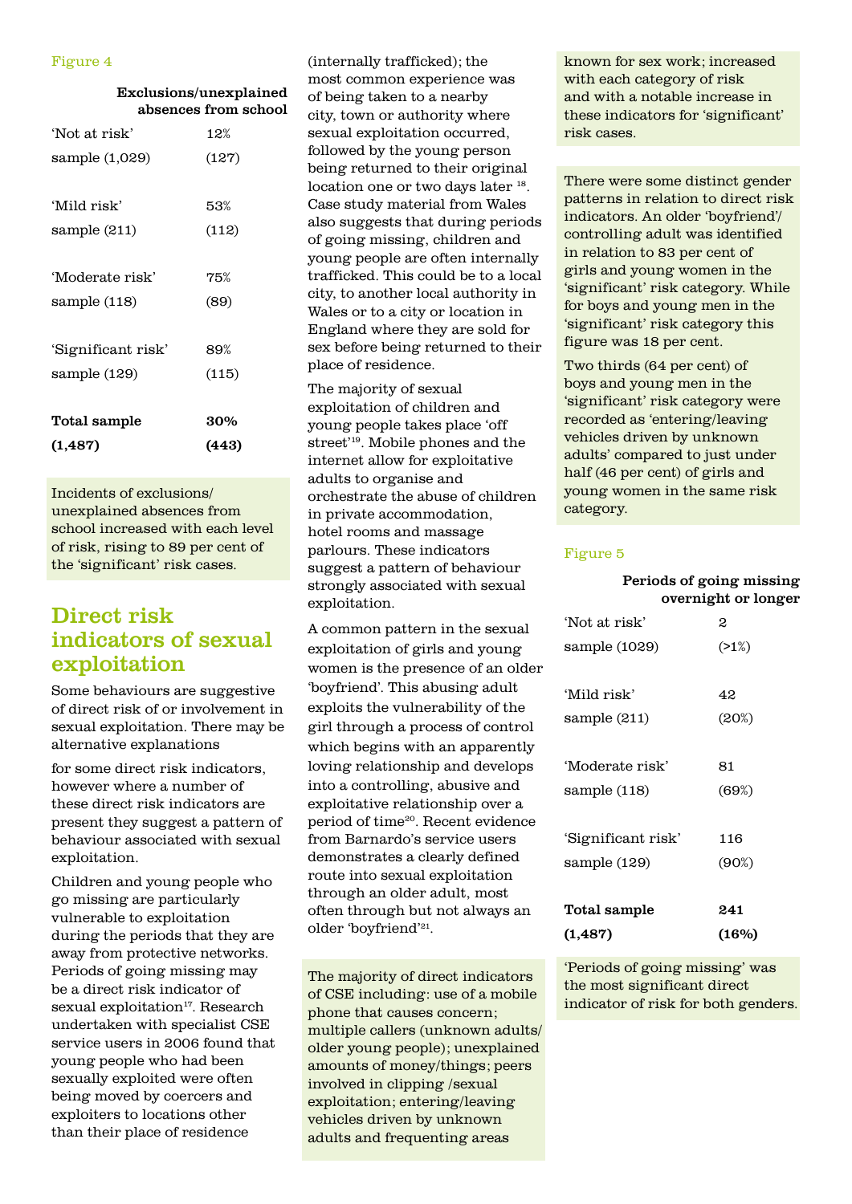Figure 4

| | Exclusions/unexplained absences from school |
|---|---|
| 'Not at risk' | 12% |
| sample (1,029) | (127) |
| 'Mild risk' | 53% |
| sample (211) | (112) |
| 'Moderate risk' | 75% |
| sample (118) | (89) |
| 'Significant risk' | 89% |
| sample (129) | (115) |
| **Total sample** | **30%** |
| **(1,487)** | **(443)** |

Incidents of exclusions/unexplained absences from school increased with each level of risk, rising to 89 per cent of the 'significant' risk cases.

## Direct risk indicators of sexual exploitation

Some behaviours are suggestive of direct risk of or involvement in sexual exploitation. There may be alternative explanations for some direct risk indicators, however where a number of these direct risk indicators are present they suggest a pattern of behaviour associated with sexual exploitation.

Children and young people who go missing are particularly vulnerable to exploitation during the periods that they are away from protective networks. Periods of going missing may be a direct risk indicator of sexual exploitation[17]. Research undertaken with specialist CSE service users in 2006 found that young people who had been sexually exploited were often being moved by coercers and exploiters to locations other than their place of residence (internally trafficked); the most common experience was of being taken to a nearby city, town or authority where sexual exploitation occurred, followed by the young person being returned to their original location one or two days later [18]. Case study material from Wales also suggests that during periods of going missing, children and young people are often internally trafficked. This could be to a local city, to another local authority in Wales or to a city or location in England where they are sold for sex before being returned to their place of residence.

The majority of sexual exploitation of children and young people takes place 'off street'[19]. Mobile phones and the internet allow for exploitative adults to organise and orchestrate the abuse of children in private accommodation, hotel rooms and massage parlours. These indicators suggest a pattern of behaviour strongly associated with sexual exploitation.

A common pattern in the sexual exploitation of girls and young women is the presence of an older 'boyfriend'. This abusing adult exploits the vulnerability of the girl through a process of control which begins with an apparently loving relationship and develops into a controlling, abusive and exploitative relationship over a period of time[20]. Recent evidence from Barnardo's service users demonstrates a clearly defined route into sexual exploitation through an older adult, most often through but not always an older 'boyfriend'[21].

The majority of direct indicators of CSE including: use of a mobile phone that causes concern; multiple callers (unknown adults/older young people); unexplained amounts of money/things; peers involved in clipping /sexual exploitation; entering/leaving vehicles driven by unknown adults and frequenting areas known for sex work; increased with each category of risk and with a notable increase in these indicators for 'significant' risk cases.

There were some distinct gender patterns in relation to direct risk indicators. An older 'boyfriend'/controlling adult was identified in relation to 83 per cent of girls and young women in the 'significant' risk category. While for boys and young men in the 'significant' risk category this figure was 18 per cent.

Two thirds (64 per cent) of boys and young men in the 'significant' risk category were recorded as 'entering/leaving vehicles driven by unknown adults' compared to just under half (46 per cent) of girls and young women in the same risk category.

Figure 5

| | Periods of going missing overnight or longer |
|---|---|
| 'Not at risk' | 2 |
| sample (1029) | (>1%) |
| 'Mild risk' | 42 |
| sample (211) | (20%) |
| 'Moderate risk' | 81 |
| sample (118) | (69%) |
| 'Significant risk' | 116 |
| sample (129) | (90%) |
| **Total sample** | **241** |
| **(1,487)** | **(16%)** |

'Periods of going missing' was the most significant direct indicator of risk for both genders.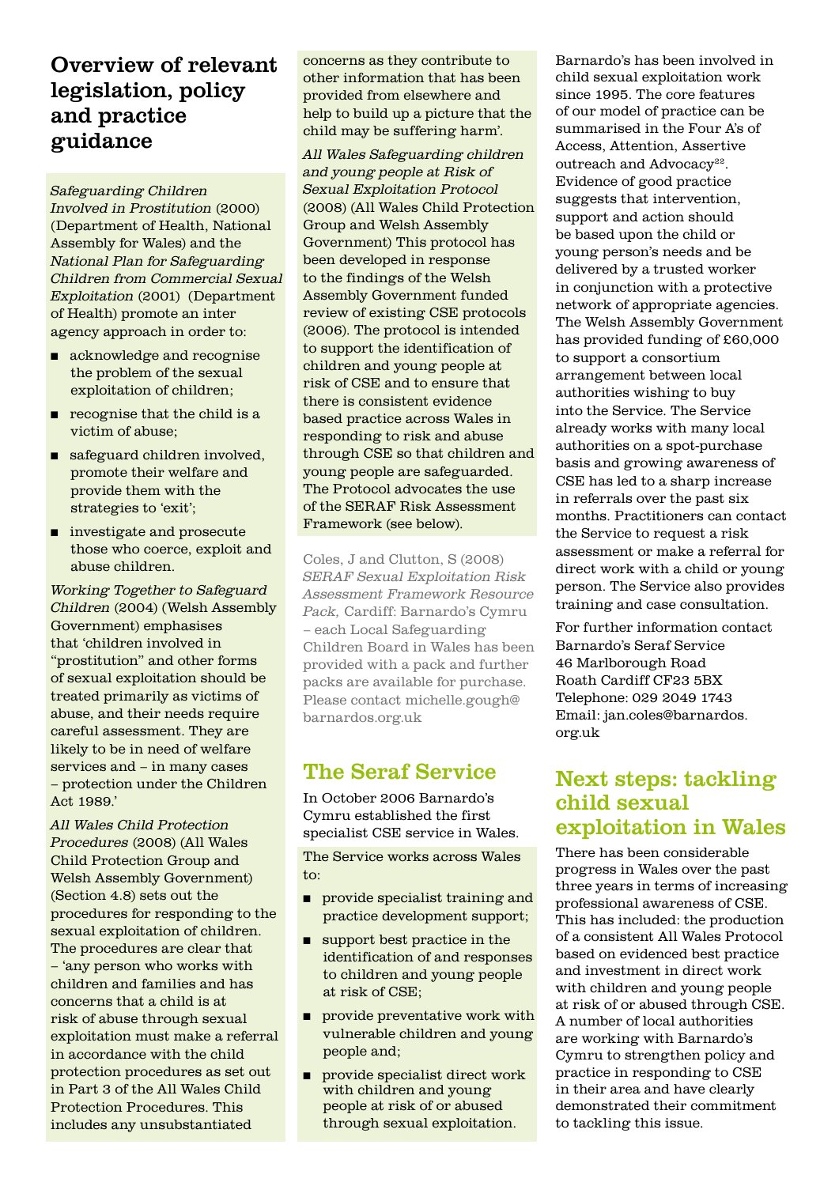## Overview of relevant legislation, policy and practice guidance

*Safeguarding Children Involved in Prostitution* (2000) (Department of Health, National Assembly for Wales) and the *National Plan for Safeguarding Children from Commercial Sexual Exploitation* (2001) (Department of Health) promote an inter agency approach in order to:

- acknowledge and recognise the problem of the sexual exploitation of children;
- recognise that the child is a victim of abuse;
- safeguard children involved, promote their welfare and provide them with the strategies to 'exit';
- investigate and prosecute those who coerce, exploit and abuse children.

*Working Together to Safeguard Children* (2004) (Welsh Assembly Government) emphasises that 'children involved in "prostitution" and other forms of sexual exploitation should be treated primarily as victims of abuse, and their needs require careful assessment. They are likely to be in need of welfare services and – in many cases – protection under the Children Act 1989.'

*All Wales Child Protection Procedures* (2008) (All Wales Child Protection Group and Welsh Assembly Government) (Section 4.8) sets out the procedures for responding to the sexual exploitation of children. The procedures are clear that – 'any person who works with children and families and has concerns that a child is at risk of abuse through sexual exploitation must make a referral in accordance with the child protection procedures as set out in Part 3 of the All Wales Child Protection Procedures. This includes any unsubstantiated concerns as they contribute to other information that has been provided from elsewhere and help to build up a picture that the child may be suffering harm'.

*All Wales Safeguarding children and young people at Risk of Sexual Exploitation Protocol* (2008) (All Wales Child Protection Group and Welsh Assembly Government) This protocol has been developed in response to the findings of the Welsh Assembly Government funded review of existing CSE protocols (2006). The protocol is intended to support the identification of children and young people at risk of CSE and to ensure that there is consistent evidence based practice across Wales in responding to risk and abuse through CSE so that children and young people are safeguarded. The Protocol advocates the use of the SERAF Risk Assessment Framework (see below).

Coles, J and Clutton, S (2008) *SERAF Sexual Exploitation Risk Assessment Framework Resource Pack,* Cardiff: Barnardo's Cymru – each Local Safeguarding Children Board in Wales has been provided with a pack and further packs are available for purchase. Please contact michelle.gough@barnardos.org.uk

## The Seraf Service

In October 2006 Barnardo's Cymru established the first specialist CSE service in Wales.

The Service works across Wales to:

- provide specialist training and practice development support;
- support best practice in the identification of and responses to children and young people at risk of CSE;
- provide preventative work with vulnerable children and young people and;
- provide specialist direct work with children and young people at risk of or abused through sexual exploitation.

Barnardo's has been involved in child sexual exploitation work since 1995. The core features of our model of practice can be summarised in the Four A's of Access, Attention, Assertive outreach and Advocacy[22]. Evidence of good practice suggests that intervention, support and action should be based upon the child or young person's needs and be delivered by a trusted worker in conjunction with a protective network of appropriate agencies. The Welsh Assembly Government has provided funding of £60,000 to support a consortium arrangement between local authorities wishing to buy into the Service. The Service already works with many local authorities on a spot-purchase basis and growing awareness of CSE has led to a sharp increase in referrals over the past six months. Practitioners can contact the Service to request a risk assessment or make a referral for direct work with a child or young person. The Service also provides training and case consultation.

For further information contact
Barnardo's Seraf Service
46 Marlborough Road
Roath Cardiff CF23 5BX
Telephone: 029 2049 1743
Email: jan.coles@barnardos.org.uk

## Next steps: tackling child sexual exploitation in Wales

There has been considerable progress in Wales over the past three years in terms of increasing professional awareness of CSE. This has included: the production of a consistent All Wales Protocol based on evidenced best practice and investment in direct work with children and young people at risk of or abused through CSE. A number of local authorities are working with Barnardo's Cymru to strengthen policy and practice in responding to CSE in their area and have clearly demonstrated their commitment to tackling this issue.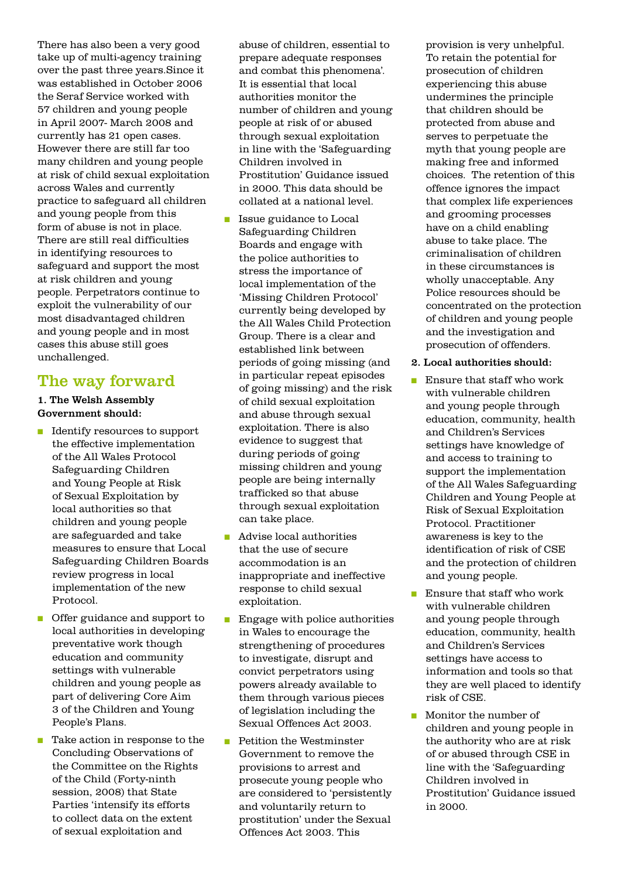There has also been a very good take up of multi-agency training over the past three years.Since it was established in October 2006 the Seraf Service worked with 57 children and young people in April 2007- March 2008 and currently has 21 open cases. However there are still far too many children and young people at risk of child sexual exploitation across Wales and currently practice to safeguard all children and young people from this form of abuse is not in place. There are still real difficulties in identifying resources to safeguard and support the most at risk children and young people. Perpetrators continue to exploit the vulnerability of our most disadvantaged children and young people and in most cases this abuse still goes unchallenged.

## The way forward

**1. The Welsh Assembly Government should:**

- Identify resources to support the effective implementation of the All Wales Protocol Safeguarding Children and Young People at Risk of Sexual Exploitation by local authorities so that children and young people are safeguarded and take measures to ensure that Local Safeguarding Children Boards review progress in local implementation of the new Protocol.
- Offer guidance and support to local authorities in developing preventative work though education and community settings with vulnerable children and young people as part of delivering Core Aim 3 of the Children and Young People's Plans.
- Take action in response to the Concluding Observations of the Committee on the Rights of the Child (Forty-ninth session, 2008) that State Parties 'intensify its efforts to collect data on the extent of sexual exploitation and abuse of children, essential to prepare adequate responses and combat this phenomena'. It is essential that local authorities monitor the number of children and young people at risk of or abused through sexual exploitation in line with the 'Safeguarding Children involved in Prostitution' Guidance issued in 2000. This data should be collated at a national level.
- Issue guidance to Local Safeguarding Children Boards and engage with the police authorities to stress the importance of local implementation of the 'Missing Children Protocol' currently being developed by the All Wales Child Protection Group. There is a clear and established link between periods of going missing (and in particular repeat episodes of going missing) and the risk of child sexual exploitation and abuse through sexual exploitation. There is also evidence to suggest that during periods of going missing children and young people are being internally trafficked so that abuse through sexual exploitation can take place.
- Advise local authorities that the use of secure accommodation is an inappropriate and ineffective response to child sexual exploitation.
- Engage with police authorities in Wales to encourage the strengthening of procedures to investigate, disrupt and convict perpetrators using powers already available to them through various pieces of legislation including the Sexual Offences Act 2003.
- Petition the Westminster Government to remove the provisions to arrest and prosecute young people who are considered to 'persistently and voluntarily return to prostitution' under the Sexual Offences Act 2003. This provision is very unhelpful. To retain the potential for prosecution of children experiencing this abuse undermines the principle that children should be protected from abuse and serves to perpetuate the myth that young people are making free and informed choices. The retention of this offence ignores the impact that complex life experiences and grooming processes have on a child enabling abuse to take place. The criminalisation of children in these circumstances is wholly unacceptable. Any Police resources should be concentrated on the protection of children and young people and the investigation and prosecution of offenders.

**2. Local authorities should:**

- Ensure that staff who work with vulnerable children and young people through education, community, health and Children's Services settings have knowledge of and access to training to support the implementation of the All Wales Safeguarding Children and Young People at Risk of Sexual Exploitation Protocol. Practitioner awareness is key to the identification of risk of CSE and the protection of children and young people.
- Ensure that staff who work with vulnerable children and young people through education, community, health and Children's Services settings have access to information and tools so that they are well placed to identify risk of CSE.
- Monitor the number of children and young people in the authority who are at risk of or abused through CSE in line with the 'Safeguarding Children involved in Prostitution' Guidance issued in 2000.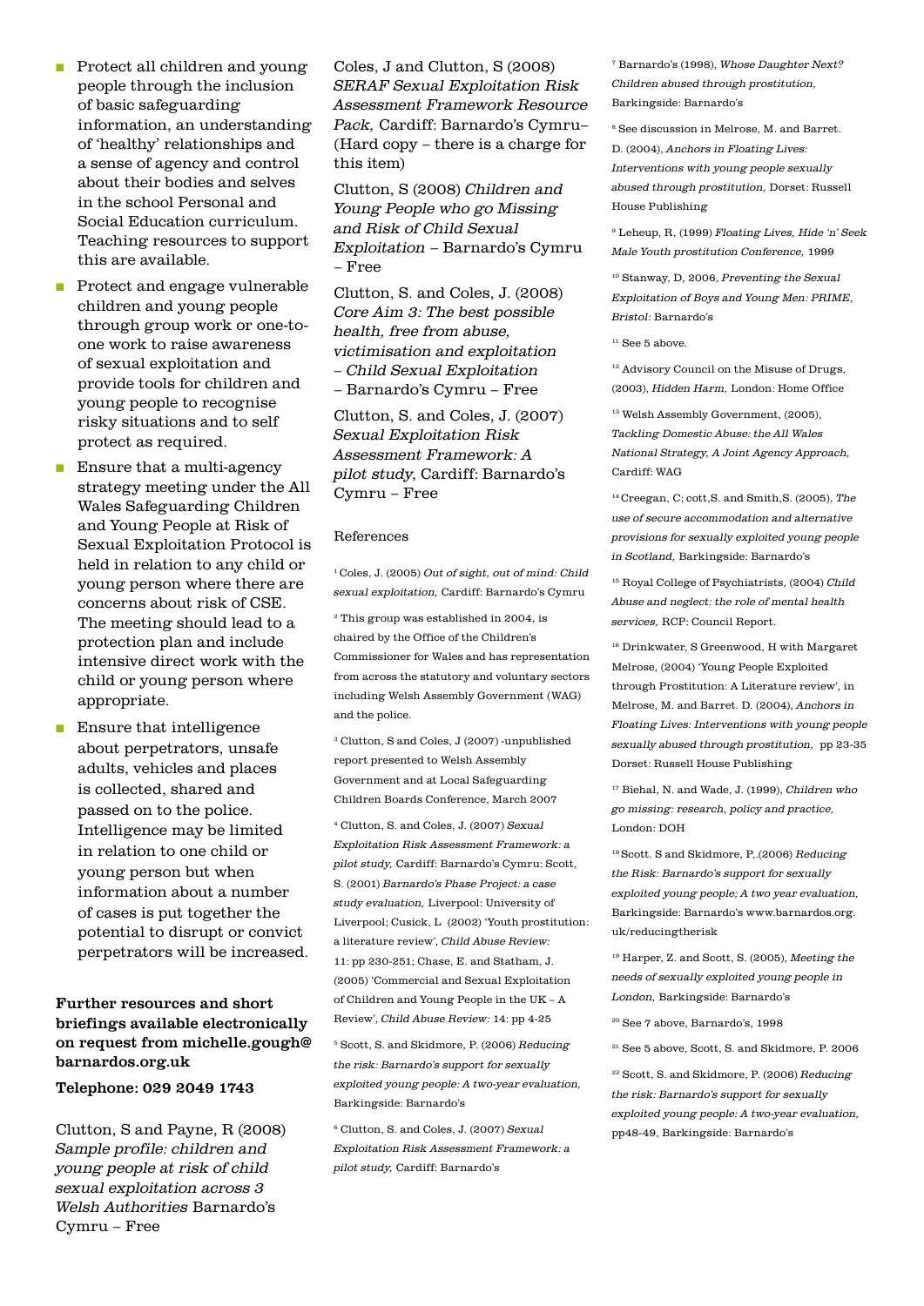- Protect all children and young people through the inclusion of basic safeguarding information, an understanding of 'healthy' relationships and a sense of agency and control about their bodies and selves in the school Personal and Social Education curriculum. Teaching resources to support this are available.
- Protect and engage vulnerable children and young people through group work or one-to-one work to raise awareness of sexual exploitation and provide tools for children and young people to recognise risky situations and to self protect as required.
- Ensure that a multi-agency strategy meeting under the All Wales Safeguarding Children and Young People at Risk of Sexual Exploitation Protocol is held in relation to any child or young person where there are concerns about risk of CSE. The meeting should lead to a protection plan and include intensive direct work with the child or young person where appropriate.
- Ensure that intelligence about perpetrators, unsafe adults, vehicles and places is collected, shared and passed on to the police. Intelligence may be limited in relation to one child or young person but when information about a number of cases is put together the potential to disrupt or convict perpetrators will be increased.

**Further resources and short briefings available electronically on request from michelle.gough@barnardos.org.uk**

**Telephone: 029 2049 1743**

Clutton, S and Payne, R (2008) *Sample profile: children and young people at risk of child sexual exploitation across 3 Welsh Authorities* Barnardo's Cymru – Free

Coles, J and Clutton, S (2008) *SERAF Sexual Exploitation Risk Assessment Framework Resource Pack,* Cardiff: Barnardo's Cymru– (Hard copy – there is a charge for this item)

Clutton, S (2008) *Children and Young People who go Missing and Risk of Child Sexual Exploitation* – Barnardo's Cymru – Free

Clutton, S. and Coles, J. (2008) *Core Aim 3: The best possible health, free from abuse, victimisation and exploitation – Child Sexual Exploitation* – Barnardo's Cymru – Free

Clutton, S. and Coles, J. (2007) *Sexual Exploitation Risk Assessment Framework: A pilot study*, Cardiff: Barnardo's Cymru – Free

## References

[1] Coles, J. (2005) *Out of sight, out of mind: Child sexual exploitation,* Cardiff: Barnardo's Cymru

[2] This group was established in 2004, is chaired by the Office of the Children's Commissioner for Wales and has representation from across the statutory and voluntary sectors including Welsh Assembly Government (WAG) and the police.

[3] Clutton, S and Coles, J (2007) -unpublished report presented to Welsh Assembly Government and at Local Safeguarding Children Boards Conference, March 2007

[4] Clutton, S. and Coles, J. (2007) *Sexual Exploitation Risk Assessment Framework: a pilot study,* Cardiff: Barnardo's Cymru: Scott, S. (2001) *Barnardo's Phase Project: a case study evaluation,* Liverpool: University of Liverpool; Cusick, L (2002) 'Youth prostitution: a literature review', *Child Abuse Review:* 11: pp 230-251; Chase, E. and Statham, J. (2005) 'Commercial and Sexual Exploitation of Children and Young People in the UK – A Review', *Child Abuse Review:* 14: pp 4-25

[5] Scott, S. and Skidmore, P. (2006) *Reducing the risk: Barnardo's support for sexually exploited young people: A two-year evaluation,* Barkingside: Barnardo's

[6] Clutton, S. and Coles, J. (2007) *Sexual Exploitation Risk Assessment Framework: a pilot study,* Cardiff: Barnardo's

[7] Barnardo's (1998), *Whose Daughter Next? Children abused through prostitution,* Barkingside: Barnardo's

[8] See discussion in Melrose, M. and Barret. D. (2004), *Anchors in Floating Lives: Interventions with young people sexually abused through prostitution,* Dorset: Russell House Publishing

[9] Leheup, R, (1999) *Floating Lives, Hide 'n' Seek Male Youth prostitution Conference,* 1999

[10] Stanway, D, 2006, *Preventing the Sexual Exploitation of Boys and Young Men: PRIME, Bristol:* Barnardo's

[11] See 5 above.

[12] Advisory Council on the Misuse of Drugs, (2003), *Hidden Harm,* London: Home Office

[13] Welsh Assembly Government, (2005), *Tackling Domestic Abuse: the All Wales National Strategy, A Joint Agency Approach,* Cardiff: WAG

[14] Creegan, C; cott,S. and Smith,S. (2005), *The use of secure accommodation and alternative provisions for sexually exploited young people in Scotland,* Barkingside: Barnardo's

[15] Royal College of Psychiatrists, (2004) *Child Abuse and neglect: the role of mental health services,* RCP: Council Report.

[16] Drinkwater, S Greenwood, H with Margaret Melrose, (2004) 'Young People Exploited through Prostitution: A Literature review', in Melrose, M. and Barret. D. (2004), *Anchors in Floating Lives: Interventions with young people sexually abused through prostitution,* pp 23-35 Dorset: Russell House Publishing

[17] Biehal, N. and Wade, J. (1999), *Children who go missing: research, policy and practice,* London: DOH

[18] Scott. S and Skidmore, P,.(2006) *Reducing the Risk: Barnardo's support for sexually exploited young people; A two year evaluation,* Barkingside: Barnardo's www.barnardos.org.uk/reducingtherisk

[19] Harper, Z. and Scott, S. (2005), *Meeting the needs of sexually exploited young people in London,* Barkingside: Barnardo's

[20] See 7 above, Barnardo's, 1998

[21] See 5 above, Scott, S. and Skidmore, P. 2006

[22] Scott, S. and Skidmore, P. (2006) *Reducing the risk: Barnardo's support for sexually exploited young people: A two-year evaluation,* pp48-49, Barkingside: Barnardo's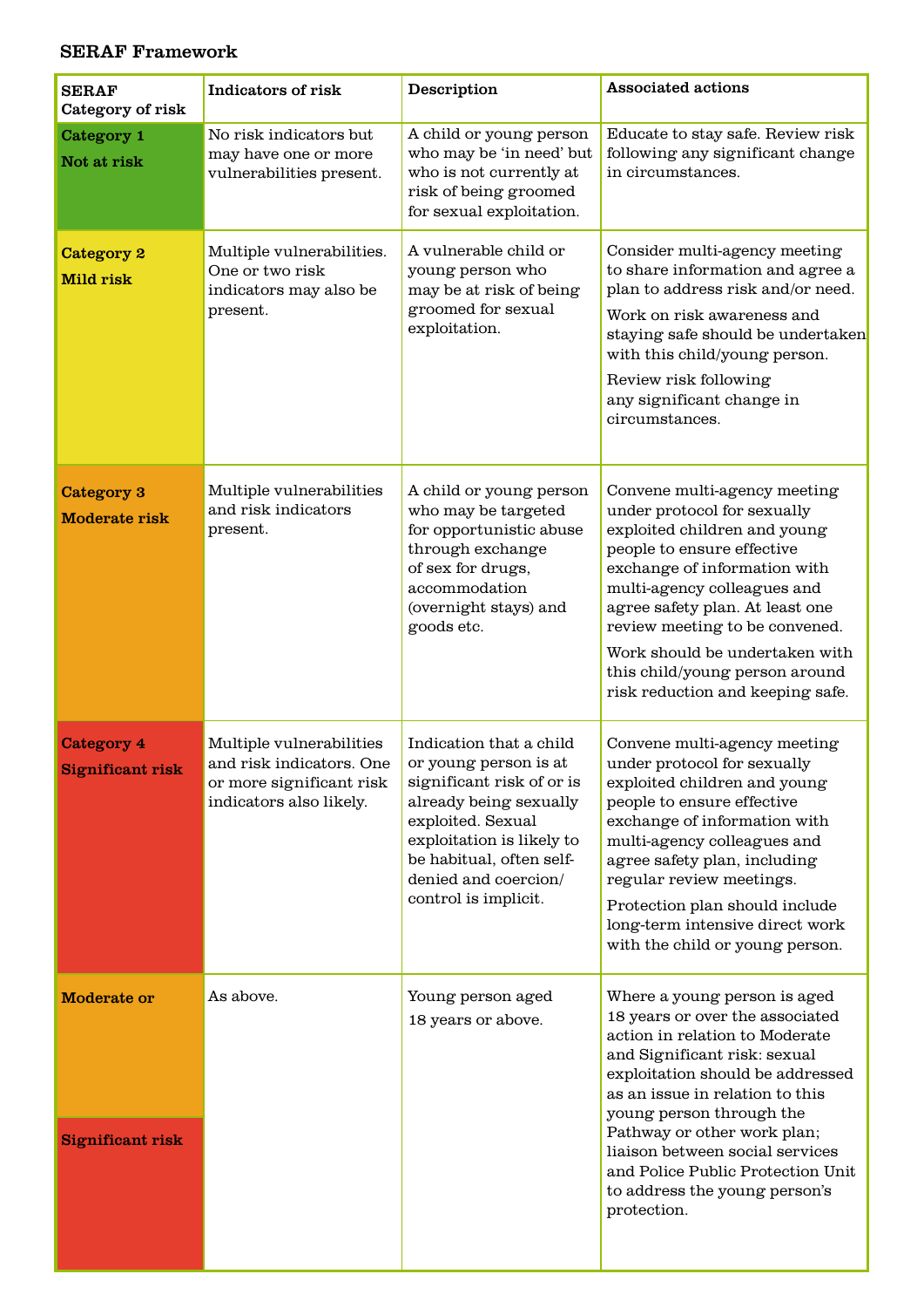**SERAF Framework**

| SERAF Category of risk | Indicators of risk | Description | Associated actions |
|---|---|---|---|
| **Category 1** **Not at risk** | No risk indicators but may have one or more vulnerabilities present. | A child or young person who may be 'in need' but who is not currently at risk of being groomed for sexual exploitation. | Educate to stay safe. Review risk following any significant change in circumstances. |
| **Category 2** **Mild risk** | Multiple vulnerabilities. One or two risk indicators may also be present. | A vulnerable child or young person who may be at risk of being groomed for sexual exploitation. | Consider multi-agency meeting to share information and agree a plan to address risk and/or need. Work on risk awareness and staying safe should be undertaken with this child/young person. Review risk following any significant change in circumstances. |
| **Category 3** **Moderate risk** | Multiple vulnerabilities and risk indicators present. | A child or young person who may be targeted for opportunistic abuse through exchange of sex for drugs, accommodation (overnight stays) and goods etc. | Convene multi-agency meeting under protocol for sexually exploited children and young people to ensure effective exchange of information with multi-agency colleagues and agree safety plan. At least one review meeting to be convened. Work should be undertaken with this child/young person around risk reduction and keeping safe. |
| **Category 4** **Significant risk** | Multiple vulnerabilities and risk indicators. One or more significant risk indicators also likely. | Indication that a child or young person is at significant risk of or is already being sexually exploited. Sexual exploitation is likely to be habitual, often self-denied and coercion/ control is implicit. | Convene multi-agency meeting under protocol for sexually exploited children and young people to ensure effective exchange of information with multi-agency colleagues and agree safety plan, including regular review meetings. Protection plan should include long-term intensive direct work with the child or young person. |
| **Moderate or** **Significant risk** | As above. | Young person aged 18 years or above. | Where a young person is aged 18 years or over the associated action in relation to Moderate and Significant risk: sexual exploitation should be addressed as an issue in relation to this young person through the Pathway or other work plan; liaison between social services and Police Public Protection Unit to address the young person's protection. |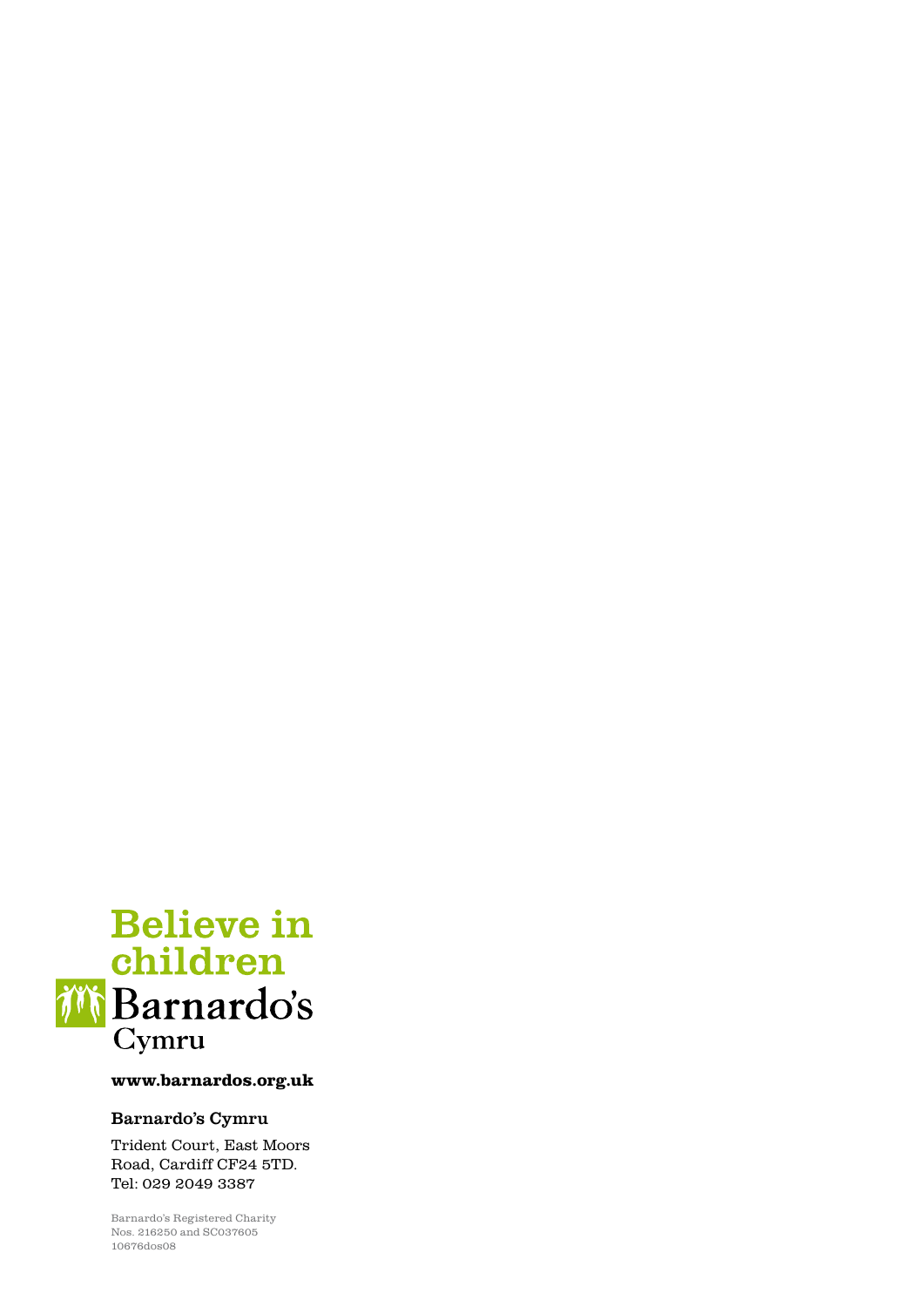Believe in children

Barnardo's

Cymru

**www.barnardos.org.uk**

**Barnardo's Cymru**

Trident Court, East Moors Road, Cardiff CF24 5TD.
Tel: 029 2049 3387

Barnardo's Registered Charity Nos. 216250 and SC037605
10676dos08